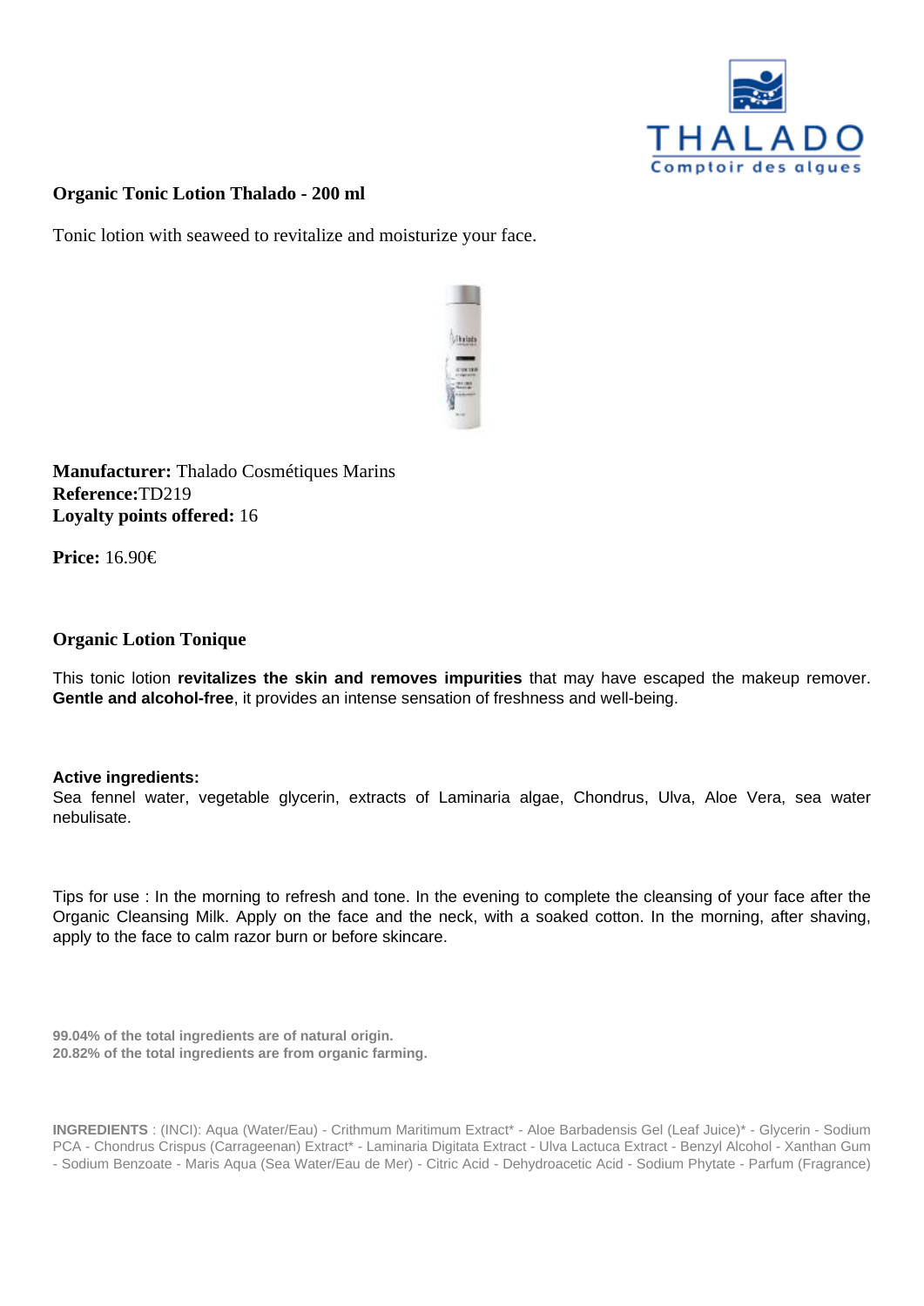THALADO
Comptoir des algues

# Organic Tonic Lotion Thalado - 200 ml

Tonic lotion with seaweed to revitalize and moisturize your face.

**Manufacturer:** Thalado Cosmétiques Marins
**Reference:**TD219
**Loyalty points offered:** 16

**Price:** 16.90€

## Organic Lotion Tonique

This tonic lotion **revitalizes the skin and removes impurities** that may have escaped the makeup remover. **Gentle and alcohol-free**, it provides an intense sensation of freshness and well-being.

**Active ingredients:**
Sea fennel water, vegetable glycerin, extracts of Laminaria algae, Chondrus, Ulva, Aloe Vera, sea water nebulisate.

Tips for use : In the morning to refresh and tone. In the evening to complete the cleansing of your face after the Organic Cleansing Milk. Apply on the face and the neck, with a soaked cotton. In the morning, after shaving, apply to the face to calm razor burn or before skincare.

**99.04% of the total ingredients are of natural origin.**
**20.82% of the total ingredients are from organic farming.**

**INGREDIENTS** : (INCI): Aqua (Water/Eau) - Crithmum Maritimum Extract* - Aloe Barbadensis Gel (Leaf Juice)* - Glycerin - Sodium PCA - Chondrus Crispus (Carrageenan) Extract* - Laminaria Digitata Extract - Ulva Lactuca Extract - Benzyl Alcohol - Xanthan Gum - Sodium Benzoate - Maris Aqua (Sea Water/Eau de Mer) - Citric Acid - Dehydroacetic Acid - Sodium Phytate - Parfum (Fragrance)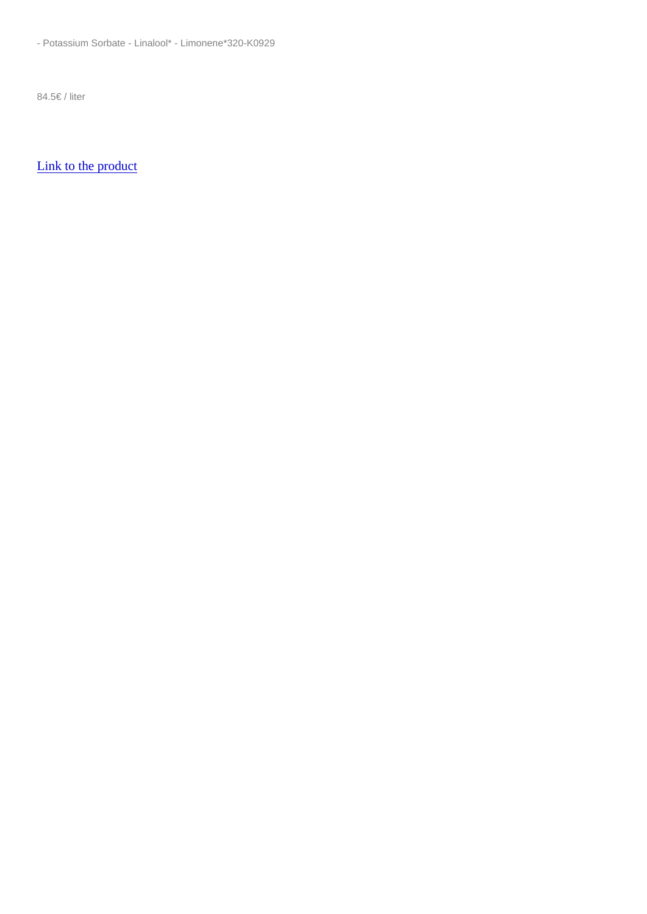- Potassium Sorbate - Linalool* - Limonene*320-K0929

84.5€ / liter

Link to the product